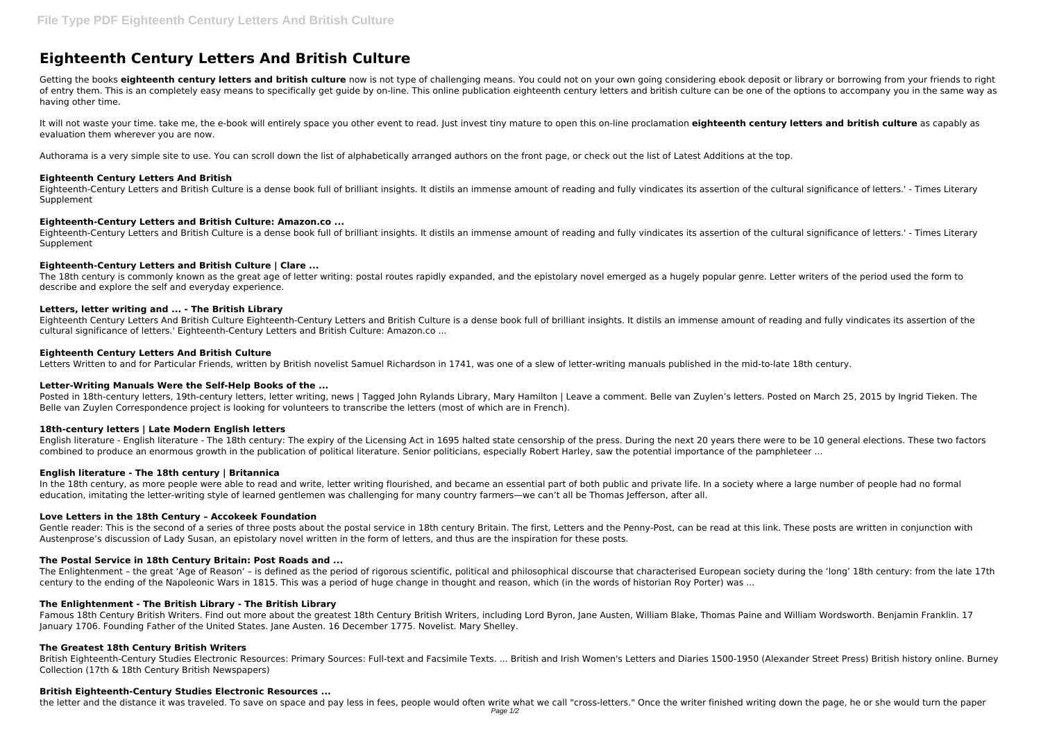# Eighteenth Century Letters And British Culture

Getting the books **eighteenth century letters and british culture** now is not type of challenging means. You could not on your own going considering ebook deposit or library or borrowing from your friends to right of entry them. This is an completely easy means to specifically get guide by on-line. This online publication eighteenth century letters and british culture can be one of the options to accompany you in the same way as having other time.

It will not waste your time. take me, the e-book will entirely space you other event to read. Just invest tiny mature to open this on-line proclamation **eighteenth century letters and british culture** as capably as evaluation them wherever you are now.

Authorama is a very simple site to use. You can scroll down the list of alphabetically arranged authors on the front page, or check out the list of Latest Additions at the top.

### Eighteenth Century Letters And British

Eighteenth-Century Letters and British Culture is a dense book full of brilliant insights. It distils an immense amount of reading and fully vindicates its assertion of the cultural significance of letters.' - Times Literary Supplement

### Eighteenth-Century Letters and British Culture: Amazon.co ...

Eighteenth-Century Letters and British Culture is a dense book full of brilliant insights. It distils an immense amount of reading and fully vindicates its assertion of the cultural significance of letters.' - Times Literary Supplement

### Eighteenth-Century Letters and British Culture | Clare ...

The 18th century is commonly known as the great age of letter writing: postal routes rapidly expanded, and the epistolary novel emerged as a hugely popular genre. Letter writers of the period used the form to describe and explore the self and everyday experience.

### Letters, letter writing and ... - The British Library

Eighteenth Century Letters And British Culture Eighteenth-Century Letters and British Culture is a dense book full of brilliant insights. It distils an immense amount of reading and fully vindicates its assertion of the cultural significance of letters.' Eighteenth-Century Letters and British Culture: Amazon.co ...

### Eighteenth Century Letters And British Culture

Letters Written to and for Particular Friends, written by British novelist Samuel Richardson in 1741, was one of a slew of letter-writing manuals published in the mid-to-late 18th century.

### Letter-Writing Manuals Were the Self-Help Books of the ...

Posted in 18th-century letters, 19th-century letters, letter writing, news | Tagged John Rylands Library, Mary Hamilton | Leave a comment. Belle van Zuylen's letters. Posted on March 25, 2015 by Ingrid Tieken. The Belle van Zuylen Correspondence project is looking for volunteers to transcribe the letters (most of which are in French).

### 18th-century letters | Late Modern English letters

English literature - English literature - The 18th century: The expiry of the Licensing Act in 1695 halted state censorship of the press. During the next 20 years there were to be 10 general elections. These two factors combined to produce an enormous growth in the publication of political literature. Senior politicians, especially Robert Harley, saw the potential importance of the pamphleteer ...

### English literature - The 18th century | Britannica

In the 18th century, as more people were able to read and write, letter writing flourished, and became an essential part of both public and private life. In a society where a large number of people had no formal education, imitating the letter-writing style of learned gentlemen was challenging for many country farmers—we can't all be Thomas Jefferson, after all.

### Love Letters in the 18th Century – Accokeek Foundation

Gentle reader: This is the second of a series of three posts about the postal service in 18th century Britain. The first, Letters and the Penny-Post, can be read at this link. These posts are written in conjunction with Austenprose's discussion of Lady Susan, an epistolary novel written in the form of letters, and thus are the inspiration for these posts.

### The Postal Service in 18th Century Britain: Post Roads and ...

The Enlightenment – the great 'Age of Reason' – is defined as the period of rigorous scientific, political and philosophical discourse that characterised European society during the 'long' 18th century: from the late 17th century to the ending of the Napoleonic Wars in 1815. This was a period of huge change in thought and reason, which (in the words of historian Roy Porter) was ...

### The Enlightenment - The British Library - The British Library

Famous 18th Century British Writers. Find out more about the greatest 18th Century British Writers, including Lord Byron, Jane Austen, William Blake, Thomas Paine and William Wordsworth. Benjamin Franklin. 17 January 1706. Founding Father of the United States. Jane Austen. 16 December 1775. Novelist. Mary Shelley.

### The Greatest 18th Century British Writers

British Eighteenth-Century Studies Electronic Resources: Primary Sources: Full-text and Facsimile Texts. ... British and Irish Women's Letters and Diaries 1500-1950 (Alexander Street Press) British history online. Burney Collection (17th & 18th Century British Newspapers)

### British Eighteenth-Century Studies Electronic Resources ...

the letter and the distance it was traveled. To save on space and pay less in fees, people would often write what we call "cross-letters." Once the writer finished writing down the page, he or she would turn the paper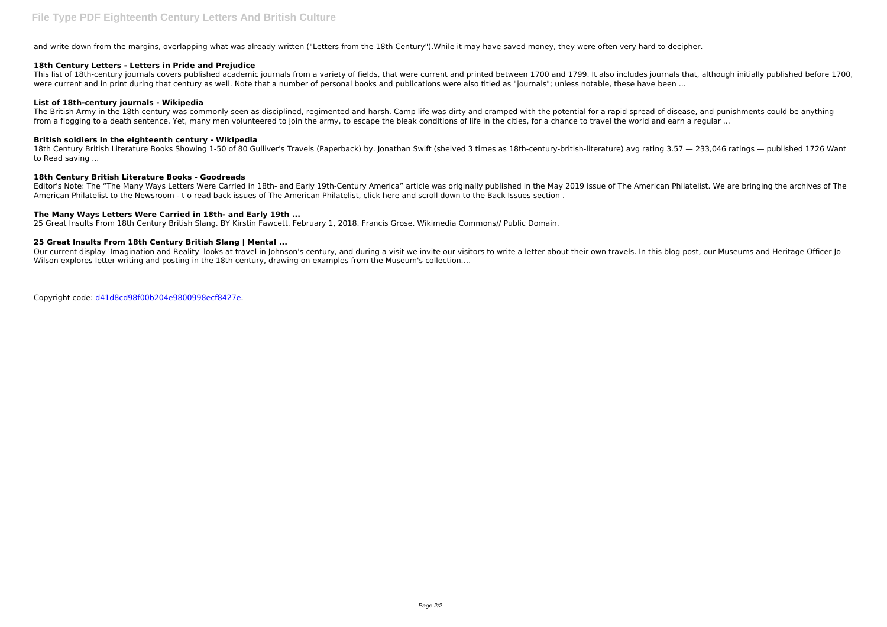and write down from the margins, overlapping what was already written ("Letters from the 18th Century").While it may have saved money, they were often very hard to decipher.

### 18th Century Letters - Letters in Pride and Prejudice

This list of 18th-century journals covers published academic journals from a variety of fields, that were current and printed between 1700 and 1799. It also includes journals that, although initially published before 1700, were current and in print during that century as well. Note that a number of personal books and publications were also titled as "journals"; unless notable, these have been ...

### List of 18th-century journals - Wikipedia

The British Army in the 18th century was commonly seen as disciplined, regimented and harsh. Camp life was dirty and cramped with the potential for a rapid spread of disease, and punishments could be anything from a flogging to a death sentence. Yet, many men volunteered to join the army, to escape the bleak conditions of life in the cities, for a chance to travel the world and earn a regular ...

### British soldiers in the eighteenth century - Wikipedia

18th Century British Literature Books Showing 1-50 of 80 Gulliver's Travels (Paperback) by. Jonathan Swift (shelved 3 times as 18th-century-british-literature) avg rating 3.57 — 233,046 ratings — published 1726 Want to Read saving ...

### 18th Century British Literature Books - Goodreads

Editor's Note: The “The Many Ways Letters Were Carried in 18th- and Early 19th-Century America” article was originally published in the May 2019 issue of The American Philatelist. We are bringing the archives of The American Philatelist to the Newsroom - t o read back issues of The American Philatelist, click here and scroll down to the Back Issues section .

### The Many Ways Letters Were Carried in 18th- and Early 19th ...

25 Great Insults From 18th Century British Slang. BY Kirstin Fawcett. February 1, 2018. Francis Grose. Wikimedia Commons// Public Domain.

### 25 Great Insults From 18th Century British Slang | Mental ...

Our current display 'Imagination and Reality' looks at travel in Johnson's century, and during a visit we invite our visitors to write a letter about their own travels. In this blog post, our Museums and Heritage Officer Jo Wilson explores letter writing and posting in the 18th century, drawing on examples from the Museum's collection.…

Copyright code: d41d8cd98f00b204e9800998ecf8427e.